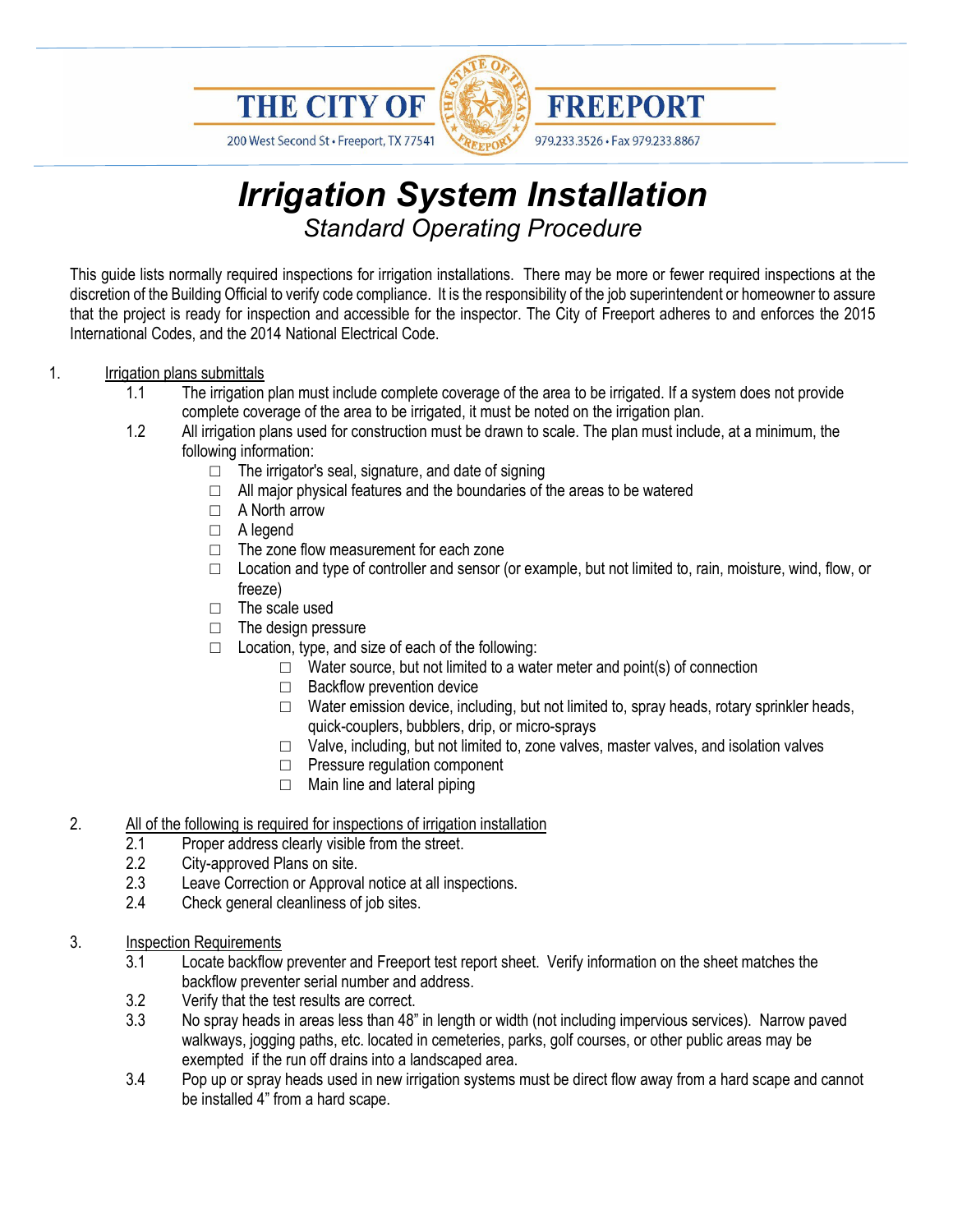THE CITY OF FREEPORT

200 West Second St • Freeport, TX 77541 — 979.233.3526 • Fax 979.233.8867

# *Irrigation System Installation*

## *Standard Operating Procedure*

This guide lists normally required inspections for irrigation installations. There may be more or fewer required inspections at the discretion of the Building Official to verify code compliance. It is the responsibility of the job superintendent or homeowner to assure that the project is ready for inspection and accessible for the inspector. The City of Freeport adheres to and enforces the 2015 International Codes, and the 2014 National Electrical Code.

1. <u>Irrigation plans submittals</u>
   - 1.1 The irrigation plan must include complete coverage of the area to be irrigated. If a system does not provide complete coverage of the area to be irrigated, it must be noted on the irrigation plan.
   - 1.2 All irrigation plans used for construction must be drawn to scale. The plan must include, at a minimum, the following information:
     - ☐ The irrigator's seal, signature, and date of signing
     - ☐ All major physical features and the boundaries of the areas to be watered
     - ☐ A North arrow
     - ☐ A legend
     - ☐ The zone flow measurement for each zone
     - ☐ Location and type of controller and sensor (or example, but not limited to, rain, moisture, wind, flow, or freeze)
     - ☐ The scale used
     - ☐ The design pressure
     - ☐ Location, type, and size of each of the following:
       - ☐ Water source, but not limited to a water meter and point(s) of connection
       - ☐ Backflow prevention device
       - ☐ Water emission device, including, but not limited to, spray heads, rotary sprinkler heads, quick-couplers, bubblers, drip, or micro-sprays
       - ☐ Valve, including, but not limited to, zone valves, master valves, and isolation valves
       - ☐ Pressure regulation component
       - ☐ Main line and lateral piping

2. <u>All of the following is required for inspections of irrigation installation</u>
   - 2.1 Proper address clearly visible from the street.
   - 2.2 City-approved Plans on site.
   - 2.3 Leave Correction or Approval notice at all inspections.
   - 2.4 Check general cleanliness of job sites.

3. <u>Inspection Requirements</u>
   - 3.1 Locate backflow preventer and Freeport test report sheet. Verify information on the sheet matches the backflow preventer serial number and address.
   - 3.2 Verify that the test results are correct.
   - 3.3 No spray heads in areas less than 48" in length or width (not including impervious services). Narrow paved walkways, jogging paths, etc. located in cemeteries, parks, golf courses, or other public areas may be exempted if the run off drains into a landscaped area.
   - 3.4 Pop up or spray heads used in new irrigation systems must be direct flow away from a hard scape and cannot be installed 4" from a hard scape.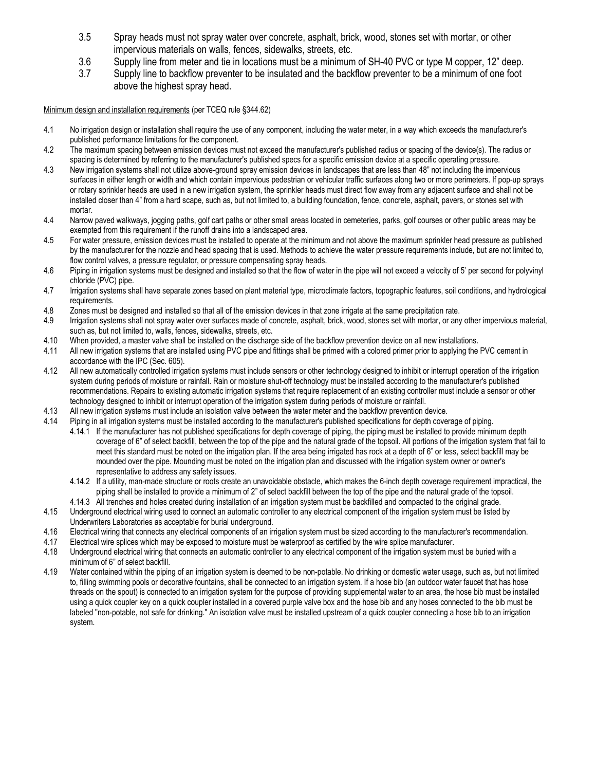3.5 Spray heads must not spray water over concrete, asphalt, brick, wood, stones set with mortar, or other impervious materials on walls, fences, sidewalks, streets, etc.

3.6 Supply line from meter and tie in locations must be a minimum of SH-40 PVC or type M copper, 12" deep.

3.7 Supply line to backflow preventer to be insulated and the backflow preventer to be a minimum of one foot above the highest spray head.

<u>Minimum design and installation requirements</u> (per TCEQ rule §344.62)

4.1 No irrigation design or installation shall require the use of any component, including the water meter, in a way which exceeds the manufacturer's published performance limitations for the component.

4.2 The maximum spacing between emission devices must not exceed the manufacturer's published radius or spacing of the device(s). The radius or spacing is determined by referring to the manufacturer's published specs for a specific emission device at a specific operating pressure.

4.3 New irrigation systems shall not utilize above-ground spray emission devices in landscapes that are less than 48" not including the impervious surfaces in either length or width and which contain impervious pedestrian or vehicular traffic surfaces along two or more perimeters. If pop-up sprays or rotary sprinkler heads are used in a new irrigation system, the sprinkler heads must direct flow away from any adjacent surface and shall not be installed closer than 4" from a hard scape, such as, but not limited to, a building foundation, fence, concrete, asphalt, pavers, or stones set with mortar.

4.4 Narrow paved walkways, jogging paths, golf cart paths or other small areas located in cemeteries, parks, golf courses or other public areas may be exempted from this requirement if the runoff drains into a landscaped area.

4.5 For water pressure, emission devices must be installed to operate at the minimum and not above the maximum sprinkler head pressure as published by the manufacturer for the nozzle and head spacing that is used. Methods to achieve the water pressure requirements include, but are not limited to, flow control valves, a pressure regulator, or pressure compensating spray heads.

4.6 Piping in irrigation systems must be designed and installed so that the flow of water in the pipe will not exceed a velocity of 5' per second for polyvinyl chloride (PVC) pipe.

4.7 Irrigation systems shall have separate zones based on plant material type, microclimate factors, topographic features, soil conditions, and hydrological requirements.

4.8 Zones must be designed and installed so that all of the emission devices in that zone irrigate at the same precipitation rate.

4.9 Irrigation systems shall not spray water over surfaces made of concrete, asphalt, brick, wood, stones set with mortar, or any other impervious material, such as, but not limited to, walls, fences, sidewalks, streets, etc.

4.10 When provided, a master valve shall be installed on the discharge side of the backflow prevention device on all new installations.

4.11 All new irrigation systems that are installed using PVC pipe and fittings shall be primed with a colored primer prior to applying the PVC cement in accordance with the IPC (Sec. 605).

4.12 All new automatically controlled irrigation systems must include sensors or other technology designed to inhibit or interrupt operation of the irrigation system during periods of moisture or rainfall. Rain or moisture shut-off technology must be installed according to the manufacturer's published recommendations. Repairs to existing automatic irrigation systems that require replacement of an existing controller must include a sensor or other technology designed to inhibit or interrupt operation of the irrigation system during periods of moisture or rainfall.

4.13 All new irrigation systems must include an isolation valve between the water meter and the backflow prevention device.

4.14 Piping in all irrigation systems must be installed according to the manufacturer's published specifications for depth coverage of piping.

4.14.1 If the manufacturer has not published specifications for depth coverage of piping, the piping must be installed to provide minimum depth coverage of 6" of select backfill, between the top of the pipe and the natural grade of the topsoil. All portions of the irrigation system that fail to meet this standard must be noted on the irrigation plan. If the area being irrigated has rock at a depth of 6" or less, select backfill may be mounded over the pipe. Mounding must be noted on the irrigation plan and discussed with the irrigation system owner or owner's representative to address any safety issues.

4.14.2 If a utility, man-made structure or roots create an unavoidable obstacle, which makes the 6-inch depth coverage requirement impractical, the piping shall be installed to provide a minimum of 2" of select backfill between the top of the pipe and the natural grade of the topsoil.

4.14.3 All trenches and holes created during installation of an irrigation system must be backfilled and compacted to the original grade.

4.15 Underground electrical wiring used to connect an automatic controller to any electrical component of the irrigation system must be listed by Underwriters Laboratories as acceptable for burial underground.

4.16 Electrical wiring that connects any electrical components of an irrigation system must be sized according to the manufacturer's recommendation.

4.17 Electrical wire splices which may be exposed to moisture must be waterproof as certified by the wire splice manufacturer.

4.18 Underground electrical wiring that connects an automatic controller to any electrical component of the irrigation system must be buried with a minimum of 6" of select backfill.

4.19 Water contained within the piping of an irrigation system is deemed to be non-potable. No drinking or domestic water usage, such as, but not limited to, filling swimming pools or decorative fountains, shall be connected to an irrigation system. If a hose bib (an outdoor water faucet that has hose threads on the spout) is connected to an irrigation system for the purpose of providing supplemental water to an area, the hose bib must be installed using a quick coupler key on a quick coupler installed in a covered purple valve box and the hose bib and any hoses connected to the bib must be labeled "non-potable, not safe for drinking." An isolation valve must be installed upstream of a quick coupler connecting a hose bib to an irrigation system.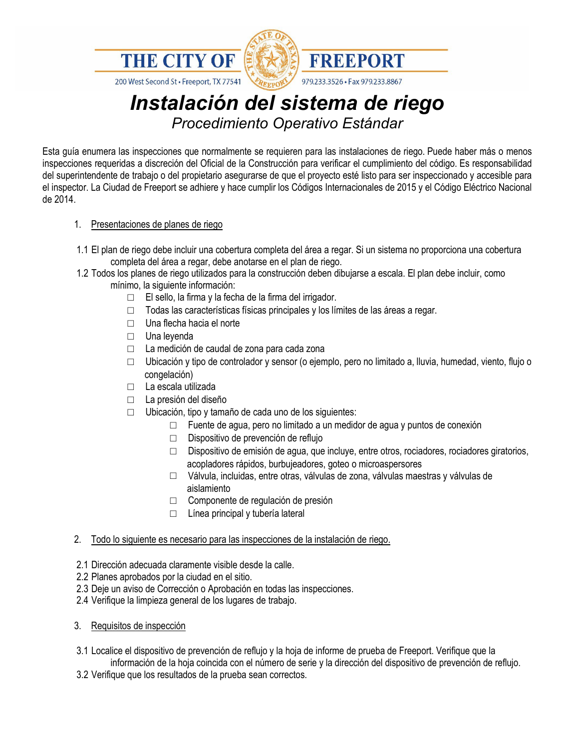THE CITY OF FREEPORT

200 West Second St • Freeport, TX 77541 — 979.233.3526 • Fax 979.233.8867

# *Instalación del sistema de riego*

## *Procedimiento Operativo Estándar*

Esta guía enumera las inspecciones que normalmente se requieren para las instalaciones de riego. Puede haber más o menos inspecciones requeridas a discreción del Oficial de la Construcción para verificar el cumplimiento del código. Es responsabilidad del superintendente de trabajo o del propietario asegurarse de que el proyecto esté listo para ser inspeccionado y accesible para el inspector. La Ciudad de Freeport se adhiere y hace cumplir los Códigos Internacionales de 2015 y el Código Eléctrico Nacional de 2014.

1. <u>Presentaciones de planes de riego</u>

1.1 El plan de riego debe incluir una cobertura completa del área a regar. Si un sistema no proporciona una cobertura completa del área a regar, debe anotarse en el plan de riego.

1.2 Todos los planes de riego utilizados para la construcción deben dibujarse a escala. El plan debe incluir, como mínimo, la siguiente información:

- ☐ El sello, la firma y la fecha de la firma del irrigador.
- ☐ Todas las características físicas principales y los límites de las áreas a regar.
- ☐ Una flecha hacia el norte
- ☐ Una leyenda
- ☐ La medición de caudal de zona para cada zona
- ☐ Ubicación y tipo de controlador y sensor (o ejemplo, pero no limitado a, lluvia, humedad, viento, flujo o congelación)
- ☐ La escala utilizada
- ☐ La presión del diseño
- ☐ Ubicación, tipo y tamaño de cada uno de los siguientes:
  - ☐ Fuente de agua, pero no limitado a un medidor de agua y puntos de conexión
  - ☐ Dispositivo de prevención de reflujo
  - ☐ Dispositivo de emisión de agua, que incluye, entre otros, rociadores, rociadores giratorios, acopladores rápidos, burbujeadores, goteo o microaspersores
  - ☐ Válvula, incluidas, entre otras, válvulas de zona, válvulas maestras y válvulas de aislamiento
  - ☐ Componente de regulación de presión
  - ☐ Línea principal y tubería lateral

2. <u>Todo lo siguiente es necesario para las inspecciones de la instalación de riego.</u>

2.1 Dirección adecuada claramente visible desde la calle.
2.2 Planes aprobados por la ciudad en el sitio.
2.3 Deje un aviso de Corrección o Aprobación en todas las inspecciones.
2.4 Verifique la limpieza general de los lugares de trabajo.

3. <u>Requisitos de inspección</u>

3.1 Localice el dispositivo de prevención de reflujo y la hoja de informe de prueba de Freeport. Verifique que la información de la hoja coincida con el número de serie y la dirección del dispositivo de prevención de reflujo.
3.2 Verifique que los resultados de la prueba sean correctos.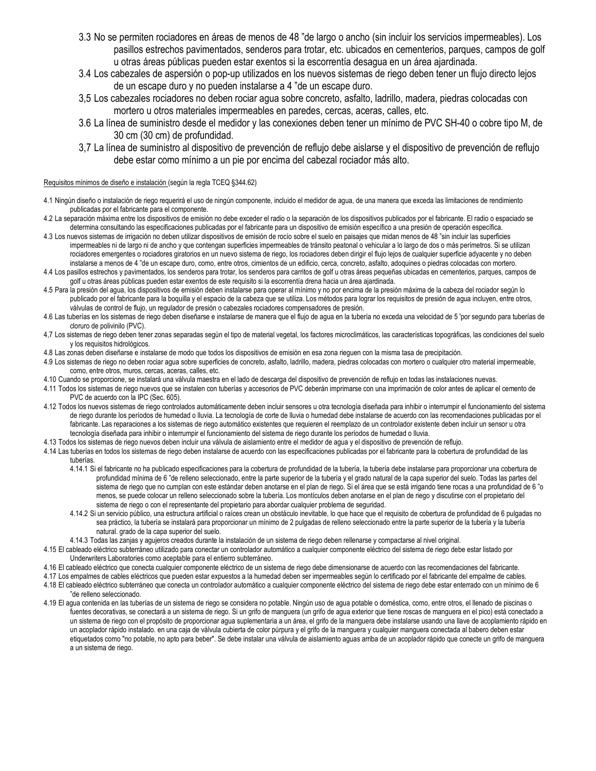3.3 No se permiten rociadores en áreas de menos de 48 ”de largo o ancho (sin incluir los servicios impermeables). Los pasillos estrechos pavimentados, senderos para trotar, etc. ubicados en cementerios, parques, campos de golf u otras áreas públicas pueden estar exentos si la escorrentía desagua en un área ajardinada.

3.4 Los cabezales de aspersión o pop-up utilizados en los nuevos sistemas de riego deben tener un flujo directo lejos de un escape duro y no pueden instalarse a 4 ”de un escape duro.

3,5 Los cabezales rociadores no deben rociar agua sobre concreto, asfalto, ladrillo, madera, piedras colocadas con mortero u otros materiales impermeables en paredes, cercas, aceras, calles, etc.

3.6 La línea de suministro desde el medidor y las conexiones deben tener un mínimo de PVC SH-40 o cobre tipo M, de 30 cm (30 cm) de profundidad.

3,7 La línea de suministro al dispositivo de prevención de reflujo debe aislarse y el dispositivo de prevención de reflujo debe estar como mínimo a un pie por encima del cabezal rociador más alto.

Requisitos mínimos de diseño e instalación (según la regla TCEQ §344.62)

4.1 Ningún diseño o instalación de riego requerirá el uso de ningún componente, incluido el medidor de agua, de una manera que exceda las limitaciones de rendimiento publicadas por el fabricante para el componente.

4.2 La separación máxima entre los dispositivos de emisión no debe exceder el radio o la separación de los dispositivos publicados por el fabricante. El radio o espaciado se determina consultando las especificaciones publicadas por el fabricante para un dispositivo de emisión específico a una presión de operación específica.

4.3 Los nuevos sistemas de irrigación no deben utilizar dispositivos de emisión de rocío sobre el suelo en paisajes que midan menos de 48 ”sin incluir las superficies impermeables ni de largo ni de ancho y que contengan superficies impermeables de tránsito peatonal o vehicular a lo largo de dos o más perímetros. Si se utilizan rociadores emergentes o rociadores giratorios en un nuevo sistema de riego, los rociadores deben dirigir el flujo lejos de cualquier superficie adyacente y no deben instalarse a menos de 4 ”de un escape duro, como, entre otros, cimientos de un edificio, cerca, concreto, asfalto, adoquines o piedras colocadas con mortero.

4.4 Los pasillos estrechos y pavimentados, los senderos para trotar, los senderos para carritos de golf u otras áreas pequeñas ubicadas en cementerios, parques, campos de golf u otras áreas públicas pueden estar exentos de este requisito si la escorrentía drena hacia un área ajardinada.

4.5 Para la presión del agua, los dispositivos de emisión deben instalarse para operar al mínimo y no por encima de la presión máxima de la cabeza del rociador según lo publicado por el fabricante para la boquilla y el espacio de la cabeza que se utiliza. Los métodos para lograr los requisitos de presión de agua incluyen, entre otros, válvulas de control de flujo, un regulador de presión o cabezales rociadores compensadores de presión.

4.6 Las tuberías en los sistemas de riego deben diseñarse e instalarse de manera que el flujo de agua en la tubería no exceda una velocidad de 5 'por segundo para tuberías de cloruro de polivinilo (PVC).

4,7 Los sistemas de riego deben tener zonas separadas según el tipo de material vegetal, los factores microclimáticos, las características topográficas, las condiciones del suelo y los requisitos hidrológicos.

4.8 Las zonas deben diseñarse e instalarse de modo que todos los dispositivos de emisión en esa zona rieguen con la misma tasa de precipitación.

4.9 Los sistemas de riego no deben rociar agua sobre superficies de concreto, asfalto, ladrillo, madera, piedras colocadas con mortero o cualquier otro material impermeable, como, entre otros, muros, cercas, aceras, calles, etc.

4.10 Cuando se proporcione, se instalará una válvula maestra en el lado de descarga del dispositivo de prevención de reflujo en todas las instalaciones nuevas.

4.11 Todos los sistemas de riego nuevos que se instalen con tuberías y accesorios de PVC deberán imprimarse con una imprimación de color antes de aplicar el cemento de PVC de acuerdo con la IPC (Sec. 605).

4.12 Todos los nuevos sistemas de riego controlados automáticamente deben incluir sensores u otra tecnología diseñada para inhibir o interrumpir el funcionamiento del sistema de riego durante los períodos de humedad o lluvia. La tecnología de corte de lluvia o humedad debe instalarse de acuerdo con las recomendaciones publicadas por el fabricante. Las reparaciones a los sistemas de riego automático existentes que requieren el reemplazo de un controlador existente deben incluir un sensor u otra tecnología diseñada para inhibir o interrumpir el funcionamiento del sistema de riego durante los períodos de humedad o lluvia.

4.13 Todos los sistemas de riego nuevos deben incluir una válvula de aislamiento entre el medidor de agua y el dispositivo de prevención de reflujo.

4.14 Las tuberías en todos los sistemas de riego deben instalarse de acuerdo con las especificaciones publicadas por el fabricante para la cobertura de profundidad de las tuberías.

- 4.14.1 Si el fabricante no ha publicado especificaciones para la cobertura de profundidad de la tubería, la tubería debe instalarse para proporcionar una cobertura de profundidad mínima de 6 ”de relleno seleccionado, entre la parte superior de la tubería y el grado natural de la capa superior del suelo. Todas las partes del sistema de riego que no cumplan con este estándar deben anotarse en el plan de riego. Si el área que se está irrigando tiene rocas a una profundidad de 6 ”o menos, se puede colocar un relleno seleccionado sobre la tubería. Los montículos deben anotarse en el plan de riego y discutirse con el propietario del sistema de riego o con el representante del propietario para abordar cualquier problema de seguridad.
- 4.14.2 Si un servicio público, una estructura artificial o raíces crean un obstáculo inevitable, lo que hace que el requisito de cobertura de profundidad de 6 pulgadas no sea práctico, la tubería se instalará para proporcionar un mínimo de 2 pulgadas de relleno seleccionado entre la parte superior de la tubería y la tubería natural. grado de la capa superior del suelo.
- 4.14.3 Todas las zanjas y agujeros creados durante la instalación de un sistema de riego deben rellenarse y compactarse al nivel original.

4.15 El cableado eléctrico subterráneo utilizado para conectar un controlador automático a cualquier componente eléctrico del sistema de riego debe estar listado por Underwriters Laboratories como aceptable para el entierro subterráneo.

4.16 El cableado eléctrico que conecta cualquier componente eléctrico de un sistema de riego debe dimensionarse de acuerdo con las recomendaciones del fabricante.

4.17 Los empalmes de cables eléctricos que pueden estar expuestos a la humedad deben ser impermeables según lo certificado por el fabricante del empalme de cables.

4.18 El cableado eléctrico subterráneo que conecta un controlador automático a cualquier componente eléctrico del sistema de riego debe estar enterrado con un mínimo de 6 ”de relleno seleccionado.

4.19 El agua contenida en las tuberías de un sistema de riego se considera no potable. Ningún uso de agua potable o doméstica, como, entre otros, el llenado de piscinas o fuentes decorativas, se conectará a un sistema de riego. Si un grifo de manguera (un grifo de agua exterior que tiene roscas de manguera en el pico) está conectado a un sistema de riego con el propósito de proporcionar agua suplementaria a un área, el grifo de la manguera debe instalarse usando una llave de acoplamiento rápido en un acoplador rápido instalado. en una caja de válvula cubierta de color púrpura y el grifo de la manguera y cualquier manguera conectada al babero deben estar etiquetados como "no potable, no apto para beber". Se debe instalar una válvula de aislamiento aguas arriba de un acoplador rápido que conecte un grifo de manguera a un sistema de riego.